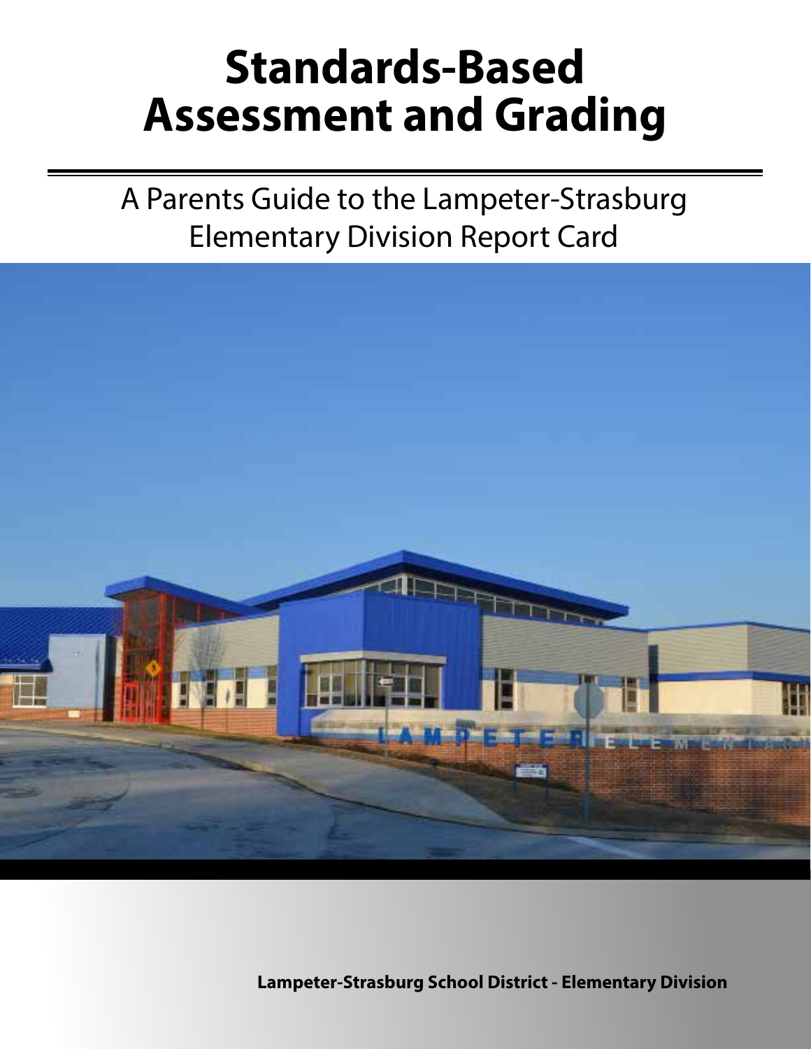# Standards-Based Assessment and Grading

## A Parents Guide to the Lampeter-Strasburg Elementary Division Report Card

**Lampeter-Strasburg School District - Elementary Division**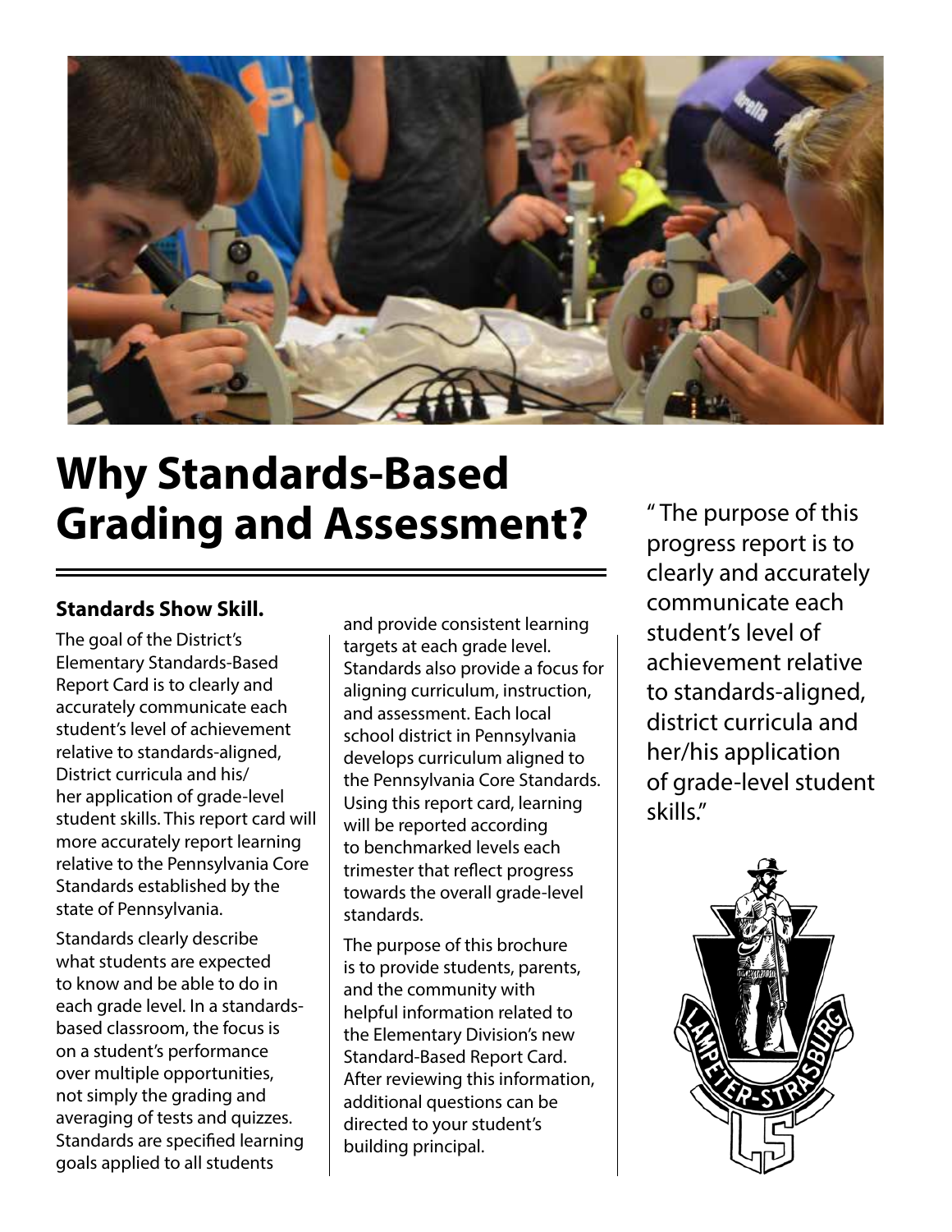# Why Standards-Based Grading and Assessment?

## Standards Show Skill.

The goal of the District's Elementary Standards-Based Report Card is to clearly and accurately communicate each student's level of achievement relative to standards-aligned, District curricula and his/her application of grade-level student skills. This report card will more accurately report learning relative to the Pennsylvania Core Standards established by the state of Pennsylvania.

Standards clearly describe what students are expected to know and be able to do in each grade level. In a standards-based classroom, the focus is on a student's performance over multiple opportunities, not simply the grading and averaging of tests and quizzes. Standards are specified learning goals applied to all students and provide consistent learning targets at each grade level. Standards also provide a focus for aligning curriculum, instruction, and assessment. Each local school district in Pennsylvania develops curriculum aligned to the Pennsylvania Core Standards. Using this report card, learning will be reported according to benchmarked levels each trimester that reflect progress towards the overall grade-level standards.

The purpose of this brochure is to provide students, parents, and the community with helpful information related to the Elementary Division's new Standard-Based Report Card. After reviewing this information, additional questions can be directed to your student's building principal.

" The purpose of this progress report is to clearly and accurately communicate each student's level of achievement relative to standards-aligned, district curricula and her/his application of grade-level student skills."

LAMPETER-STRASBURG

LS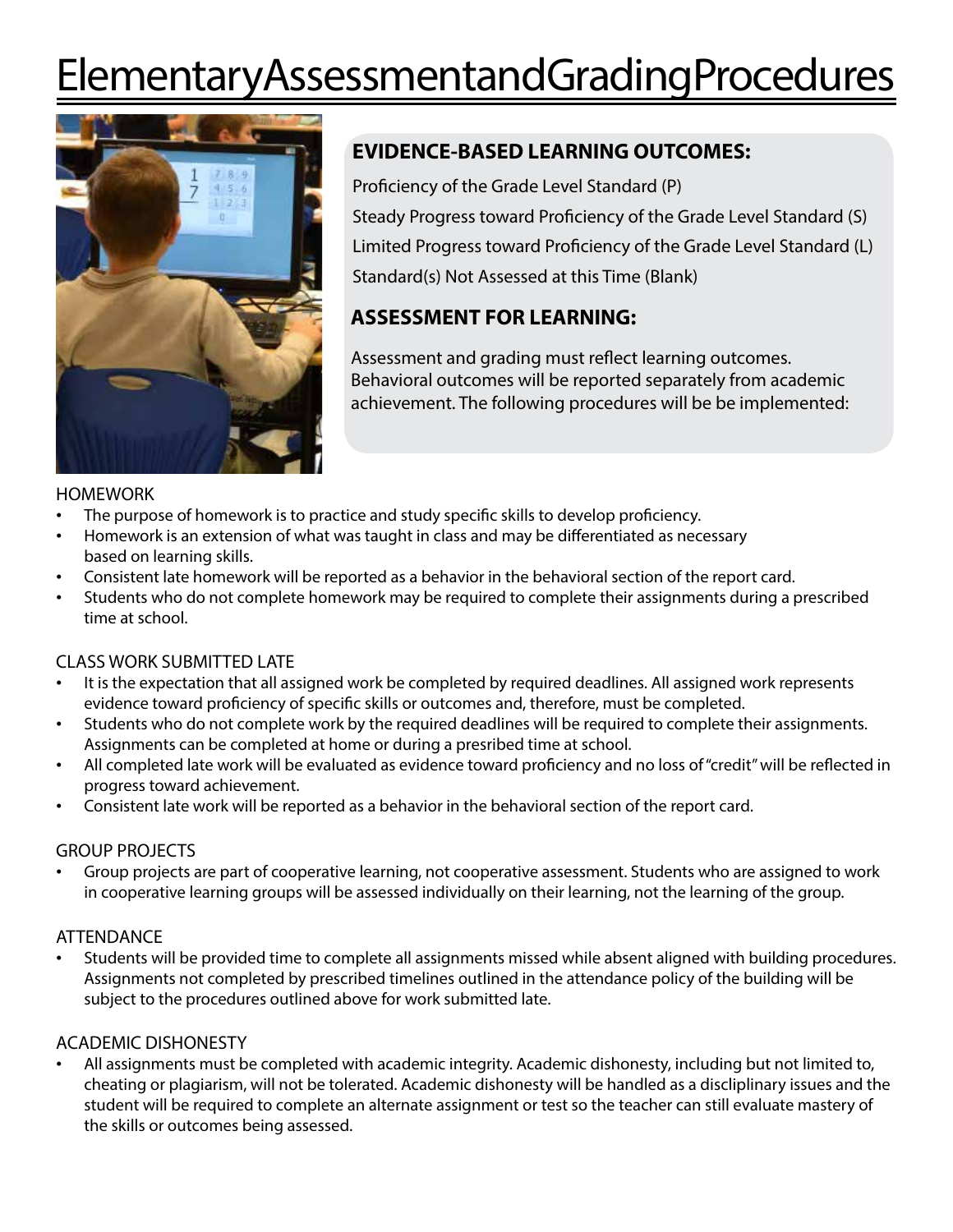# ElementaryAssessmentandGradingProcedures

## EVIDENCE-BASED LEARNING OUTCOMES:

Proficiency of the Grade Level Standard (P)

Steady Progress toward Proficiency of the Grade Level Standard (S)

Limited Progress toward Proficiency of the Grade Level Standard (L)

Standard(s) Not Assessed at this Time (Blank)

## ASSESSMENT FOR LEARNING:

Assessment and grading must reflect learning outcomes. Behavioral outcomes will be reported separately from academic achievement. The following procedures will be be implemented:

### HOMEWORK

- The purpose of homework is to practice and study specific skills to develop proficiency.
- Homework is an extension of what was taught in class and may be differentiated as necessary based on learning skills.
- Consistent late homework will be reported as a behavior in the behavioral section of the report card.
- Students who do not complete homework may be required to complete their assignments during a prescribed time at school.

### CLASS WORK SUBMITTED LATE

- It is the expectation that all assigned work be completed by required deadlines. All assigned work represents evidence toward proficiency of specific skills or outcomes and, therefore, must be completed.
- Students who do not complete work by the required deadlines will be required to complete their assignments. Assignments can be completed at home or during a presribed time at school.
- All completed late work will be evaluated as evidence toward proficiency and no loss of "credit" will be reflected in progress toward achievement.
- Consistent late work will be reported as a behavior in the behavioral section of the report card.

### GROUP PROJECTS

- Group projects are part of cooperative learning, not cooperative assessment. Students who are assigned to work in cooperative learning groups will be assessed individually on their learning, not the learning of the group.

### ATTENDANCE

- Students will be provided time to complete all assignments missed while absent aligned with building procedures. Assignments not completed by prescribed timelines outlined in the attendance policy of the building will be subject to the procedures outlined above for work submitted late.

### ACADEMIC DISHONESTY

- All assignments must be completed with academic integrity. Academic dishonesty, including but not limited to, cheating or plagiarism, will not be tolerated. Academic dishonesty will be handled as a discipliniary issues and the student will be required to complete an alternate assignment or test so the teacher can still evaluate mastery of the skills or outcomes being assessed.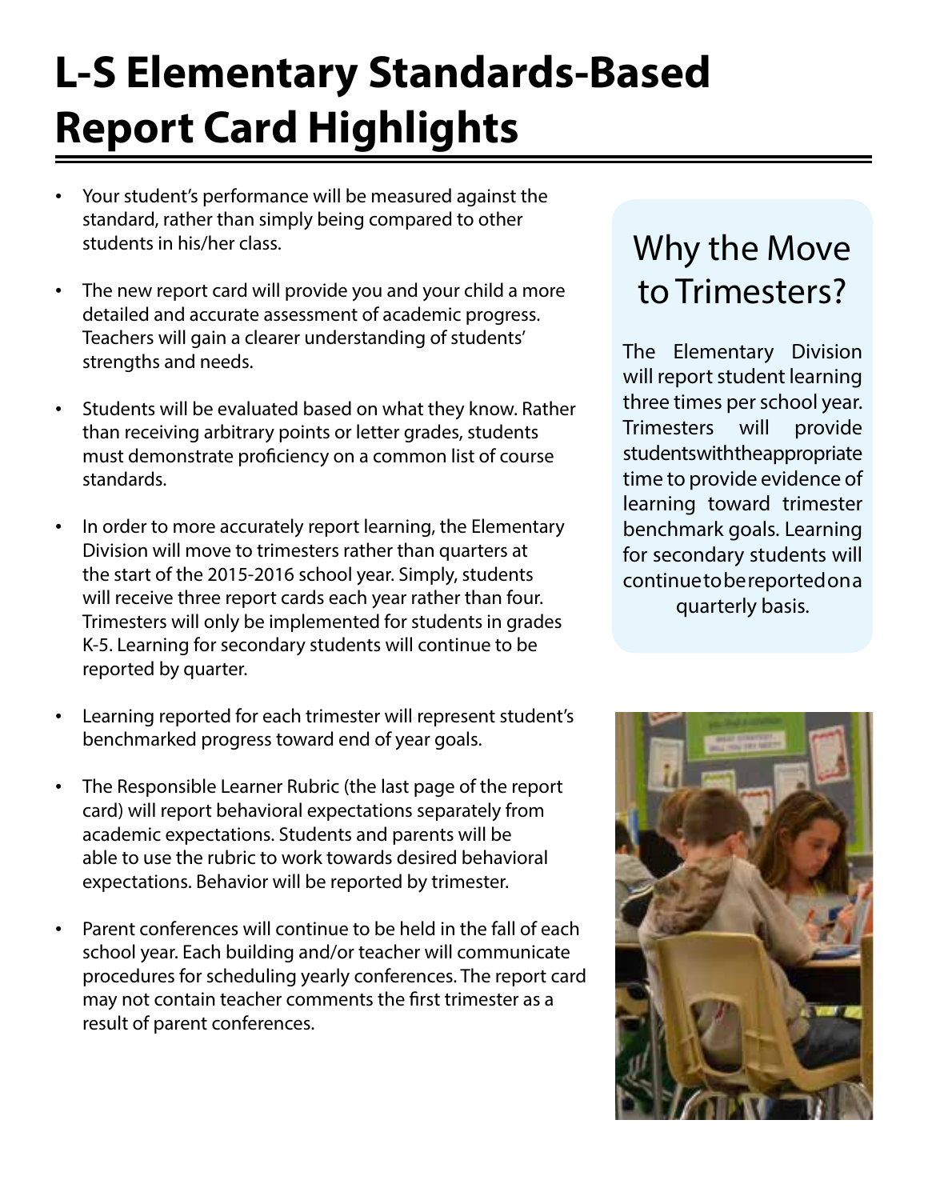# L-S Elementary Standards-Based Report Card Highlights

- Your student's performance will be measured against the standard, rather than simply being compared to other students in his/her class.
- The new report card will provide you and your child a more detailed and accurate assessment of academic progress. Teachers will gain a clearer understanding of students' strengths and needs.
- Students will be evaluated based on what they know. Rather than receiving arbitrary points or letter grades, students must demonstrate proficiency on a common list of course standards.
- In order to more accurately report learning, the Elementary Division will move to trimesters rather than quarters at the start of the 2015-2016 school year. Simply, students will receive three report cards each year rather than four. Trimesters will only be implemented for students in grades K-5. Learning for secondary students will continue to be reported by quarter.
- Learning reported for each trimester will represent student's benchmarked progress toward end of year goals.
- The Responsible Learner Rubric (the last page of the report card) will report behavioral expectations separately from academic expectations. Students and parents will be able to use the rubric to work towards desired behavioral expectations. Behavior will be reported by trimester.
- Parent conferences will continue to be held in the fall of each school year. Each building and/or teacher will communicate procedures for scheduling yearly conferences. The report card may not contain teacher comments the first trimester as a result of parent conferences.

## Why the Move to Trimesters?

The Elementary Division will report student learning three times per school year. Trimesters will provide students with the appropriate time to provide evidence of learning toward trimester benchmark goals. Learning for secondary students will continue to be reported on a quarterly basis.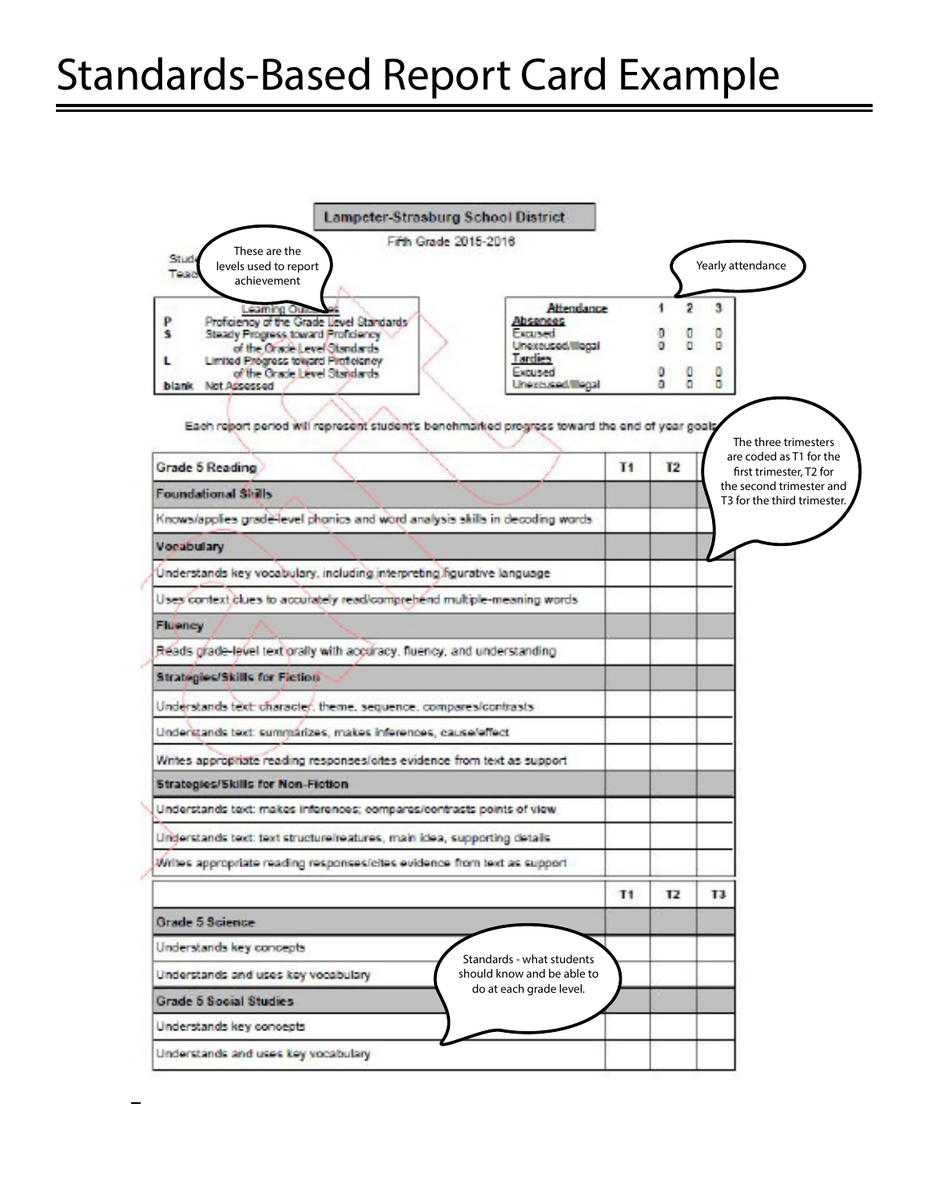# Standards-Based Report Card Example

**Lampeter-Strasburg School District**

Fifth Grade 2015-2016

Student:
Teacher:

> These are the levels used to report achievement

> Yearly attendance

**Learning Outcomes**

- **P** Proficiency of the Grade Level Standards
- **S** Steady Progress toward Proficiency of the Grade Level Standards
- **L** Limited Progress toward Proficiency of the Grade Level Standards
- **blank** Not Assessed

| Attendance | 1 | 2 | 3 |
|---|---|---|---|
| **Absences** | | | |
| Excused | 0 | 0 | 0 |
| Unexcused/Illegal | 0 | 0 | 0 |
| **Tardies** | | | |
| Excused | 0 | 0 | 0 |
| Unexcused/Illegal | 0 | 0 | 0 |

Each report period will represent student's benchmarked progress toward the end of year goals.

> The three trimesters are coded as T1 for the first trimester, T2 for the second trimester and T3 for the third trimester.

| Grade 5 Reading | T1 | T2 | T3 |
|---|---|---|---|
| **Foundational Skills** | | | |
| Knows/applies grade-level phonics and word analysis skills in decoding words | | | |
| **Vocabulary** | | | |
| Understands key vocabulary, including interpreting figurative language | | | |
| Uses context clues to accurately read/comprehend multiple-meaning words | | | |
| **Fluency** | | | |
| Reads grade-level text orally with accuracy, fluency, and understanding | | | |
| **Strategies/Skills for Fiction** | | | |
| Understands text: character, theme, sequence, compares/contrasts | | | |
| Understands text: summarizes, makes inferences, cause/effect | | | |
| Writes appropriate reading responses/cites evidence from text as support | | | |
| **Strategies/Skills for Non-Fiction** | | | |
| Understands text: makes inferences; compares/contrasts points of view | | | |
| Understands text: text structure/features, main idea, supporting details | | | |
| Writes appropriate reading responses/cites evidence from text as support | | | |

| | T1 | T2 | T3 |
|---|---|---|---|
| **Grade 5 Science** | | | |
| Understands key concepts | | | |
| Understands and uses key vocabulary | | | |
| **Grade 5 Social Studies** | | | |
| Understands key concepts | | | |
| Understands and uses key vocabulary | | | |

> Standards - what students should know and be able to do at each grade level.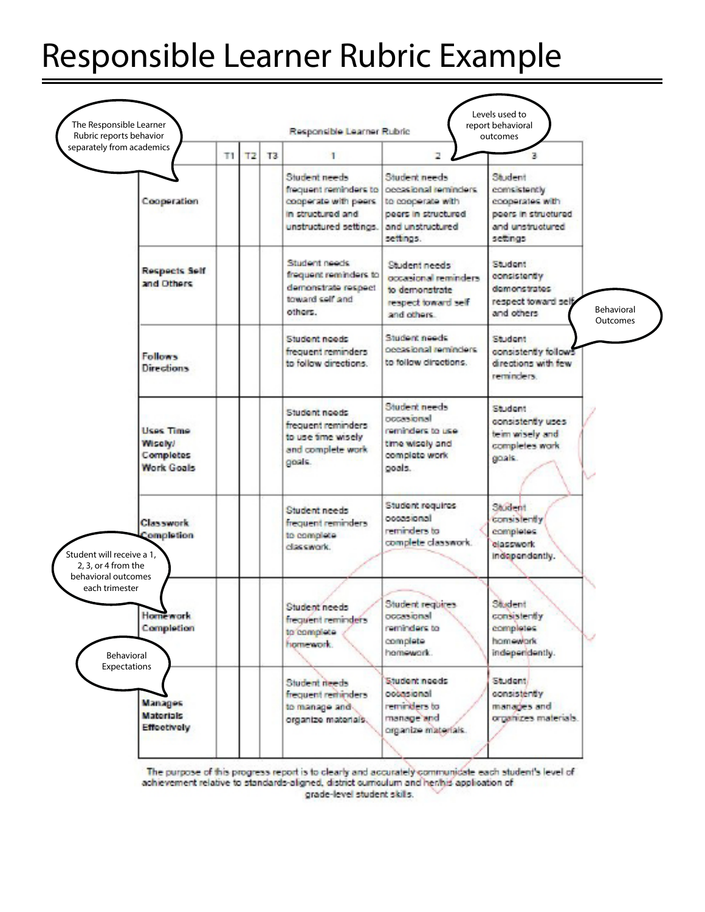# Responsible Learner Rubric Example

The Responsible Learner Rubric reports behavior separately from academics

Levels used to report behavioral outcomes

Behavioral Outcomes

Student will receive a 1, 2, 3, or 4 from the behavioral outcomes each trimester

Behavioral Expectations

Responsible Learner Rubric

| | T1 | T2 | T3 | 1 | 2 | 3 |
|---|---|---|---|---|---|---|
| Cooperation | | | | Student needs frequent reminders to cooperate with peers in structured and unstructured settings. | Student needs occasional reminders to cooperate with peers in structured and unstructured settings. | Student consistently cooperates with peers in structured and unstructured settings |
| Respects Self and Others | | | | Student needs frequent reminders to demonstrate respect toward self and others. | Student needs occasional reminders to demonstrate respect toward self and others. | Student consistently demonstrates respect toward self and others |
| Follows Directions | | | | Student needs frequent reminders to follow directions. | Student needs occasional reminders to follow directions. | Student consistently follows directions with few reminders. |
| Uses Time Wisely/ Completes Work Goals | | | | Student needs frequent reminders to use time wisely and complete work goals. | Student needs occasional reminders to use time wisely and complete work goals. | Student consistently uses teim wisely and completes work goals. |
| Classwork Completion | | | | Student needs frequent reminders to complete classwork. | Student requires occasional reminders to complete classwork. | Student consistently completes classwork independently. |
| Homework Completion | | | | Student needs frequent reminders to complete homework. | Student requires occasional reminders to complete homework. | Student consistently completes homework independently. |
| Manages Materials Effectively | | | | Student needs frequent reminders to manage and organize materials. | Student needs occasional reminders to manage and organize materials. | Student consistently manages and organizes materials. |

The purpose of this progress report is to clearly and accurately communicate each student's level of achievement relative to standards-aligned, district curriculum and her/his application of grade-level student skills.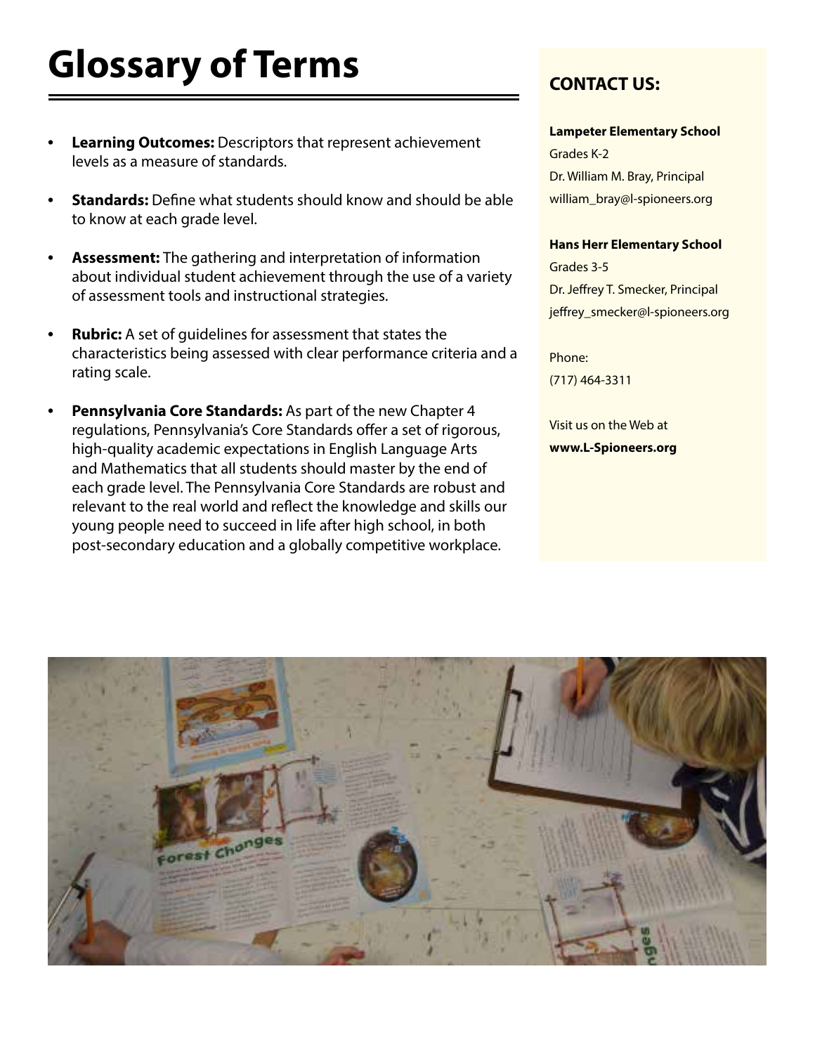# Glossary of Terms

- **Learning Outcomes:** Descriptors that represent achievement levels as a measure of standards.
- **Standards:** Define what students should know and should be able to know at each grade level.
- **Assessment:** The gathering and interpretation of information about individual student achievement through the use of a variety of assessment tools and instructional strategies.
- **Rubric:** A set of guidelines for assessment that states the characteristics being assessed with clear performance criteria and a rating scale.
- **Pennsylvania Core Standards:** As part of the new Chapter 4 regulations, Pennsylvania's Core Standards offer a set of rigorous, high-quality academic expectations in English Language Arts and Mathematics that all students should master by the end of each grade level. The Pennsylvania Core Standards are robust and relevant to the real world and reflect the knowledge and skills our young people need to succeed in life after high school, in both post-secondary education and a globally competitive workplace.

## CONTACT US:

**Lampeter Elementary School**
Grades K-2
Dr. William M. Bray, Principal
william_bray@l-spioneers.org

**Hans Herr Elementary School**
Grades 3-5
Dr. Jeffrey T. Smecker, Principal
jeffrey_smecker@l-spioneers.org

Phone:
(717) 464-3311

Visit us on the Web at
**www.L-Spioneers.org**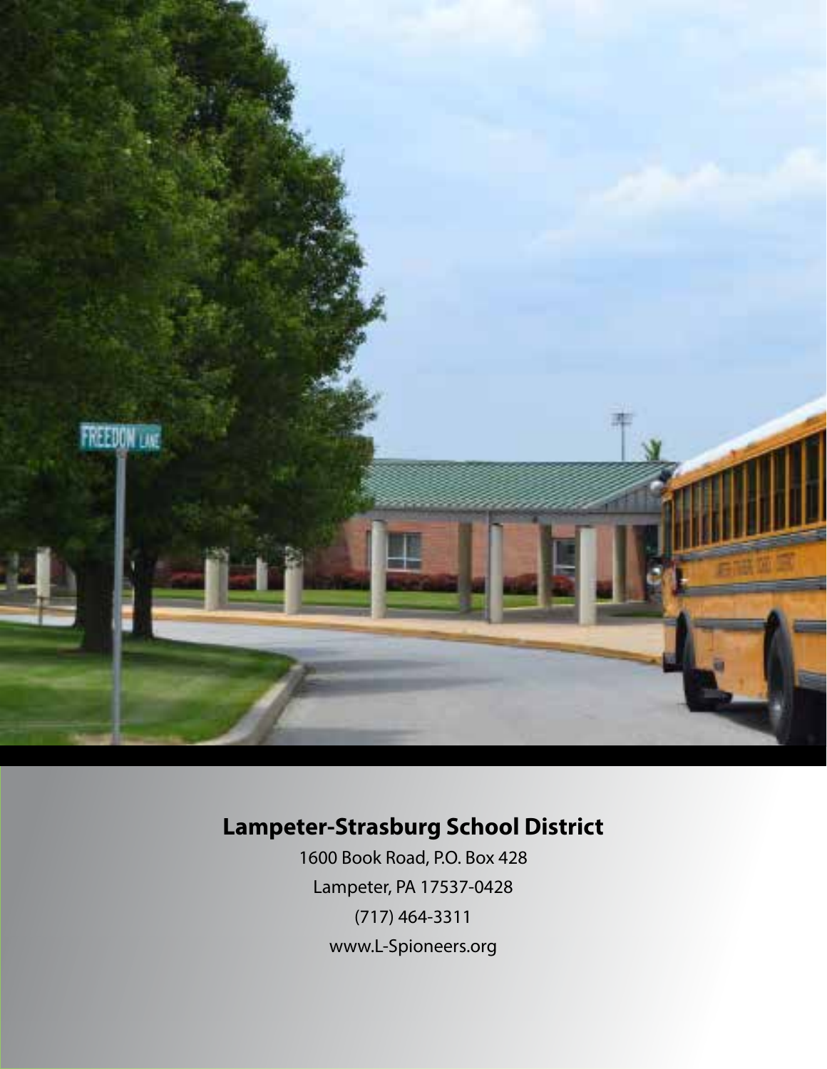**Lampeter-Strasburg School District**

1600 Book Road, P.O. Box 428

Lampeter, PA 17537-0428

(717) 464-3311

www.L-Spioneers.org